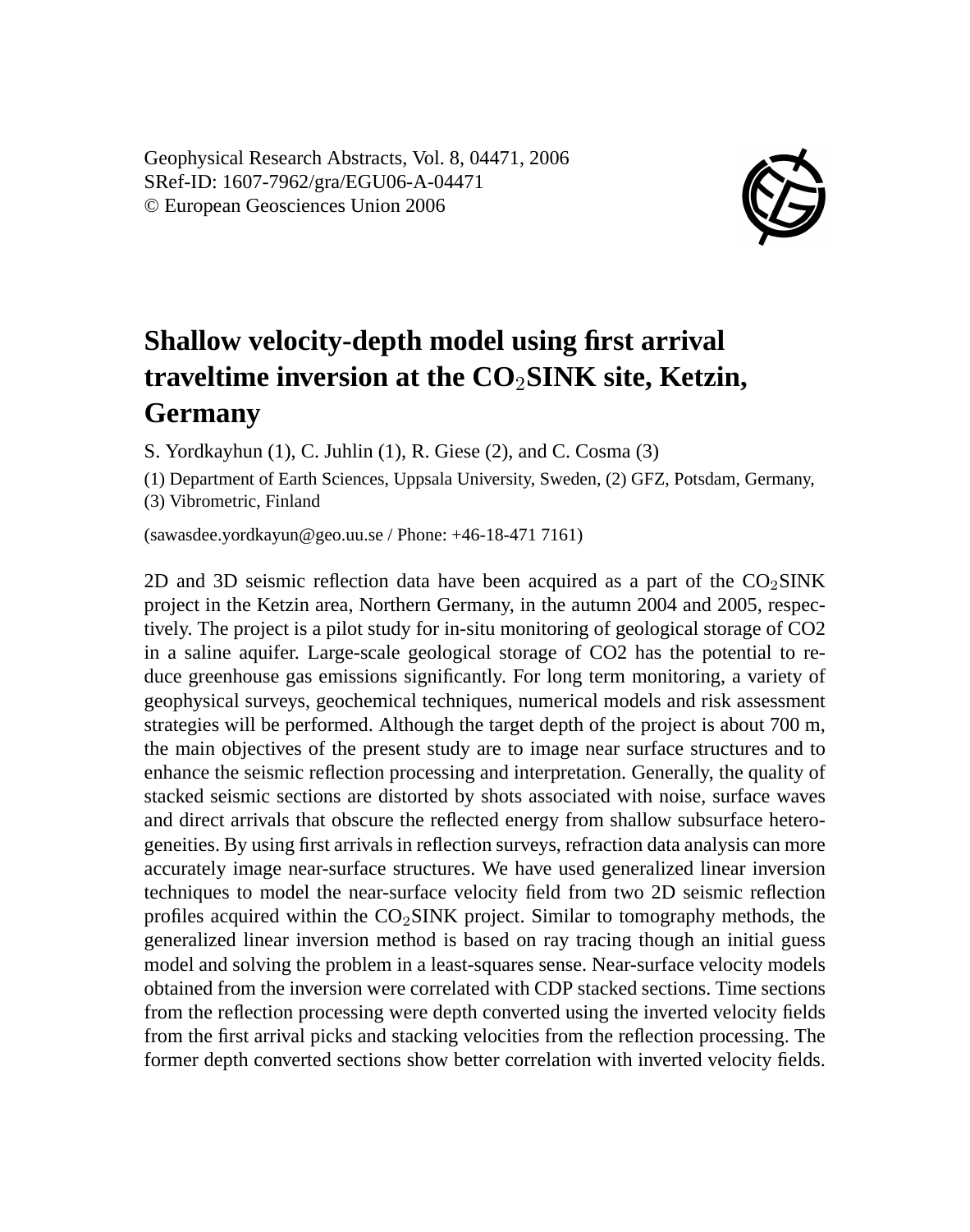Geophysical Research Abstracts, Vol. 8, 04471, 2006
SRef-ID: 1607-7962/gra/EGU06-A-04471
© European Geosciences Union 2006

# Shallow velocity-depth model using first arrival traveltime inversion at the $CO_2$SINK site, Ketzin, Germany

S. Yordkayhun (1), C. Juhlin (1), R. Giese (2), and C. Cosma (3)

(1) Department of Earth Sciences, Uppsala University, Sweden, (2) GFZ, Potsdam, Germany, (3) Vibrometric, Finland

(sawasdee.yordkayun@geo.uu.se / Phone: +46-18-471 7161)

2D and 3D seismic reflection data have been acquired as a part of the $CO_2$SINK project in the Ketzin area, Northern Germany, in the autumn 2004 and 2005, respectively. The project is a pilot study for in-situ monitoring of geological storage of CO2 in a saline aquifer. Large-scale geological storage of CO2 has the potential to reduce greenhouse gas emissions significantly. For long term monitoring, a variety of geophysical surveys, geochemical techniques, numerical models and risk assessment strategies will be performed. Although the target depth of the project is about 700 m, the main objectives of the present study are to image near surface structures and to enhance the seismic reflection processing and interpretation. Generally, the quality of stacked seismic sections are distorted by shots associated with noise, surface waves and direct arrivals that obscure the reflected energy from shallow subsurface heterogeneities. By using first arrivals in reflection surveys, refraction data analysis can more accurately image near-surface structures. We have used generalized linear inversion techniques to model the near-surface velocity field from two 2D seismic reflection profiles acquired within the $CO_2$SINK project. Similar to tomography methods, the generalized linear inversion method is based on ray tracing though an initial guess model and solving the problem in a least-squares sense. Near-surface velocity models obtained from the inversion were correlated with CDP stacked sections. Time sections from the reflection processing were depth converted using the inverted velocity fields from the first arrival picks and stacking velocities from the reflection processing. The former depth converted sections show better correlation with inverted velocity fields.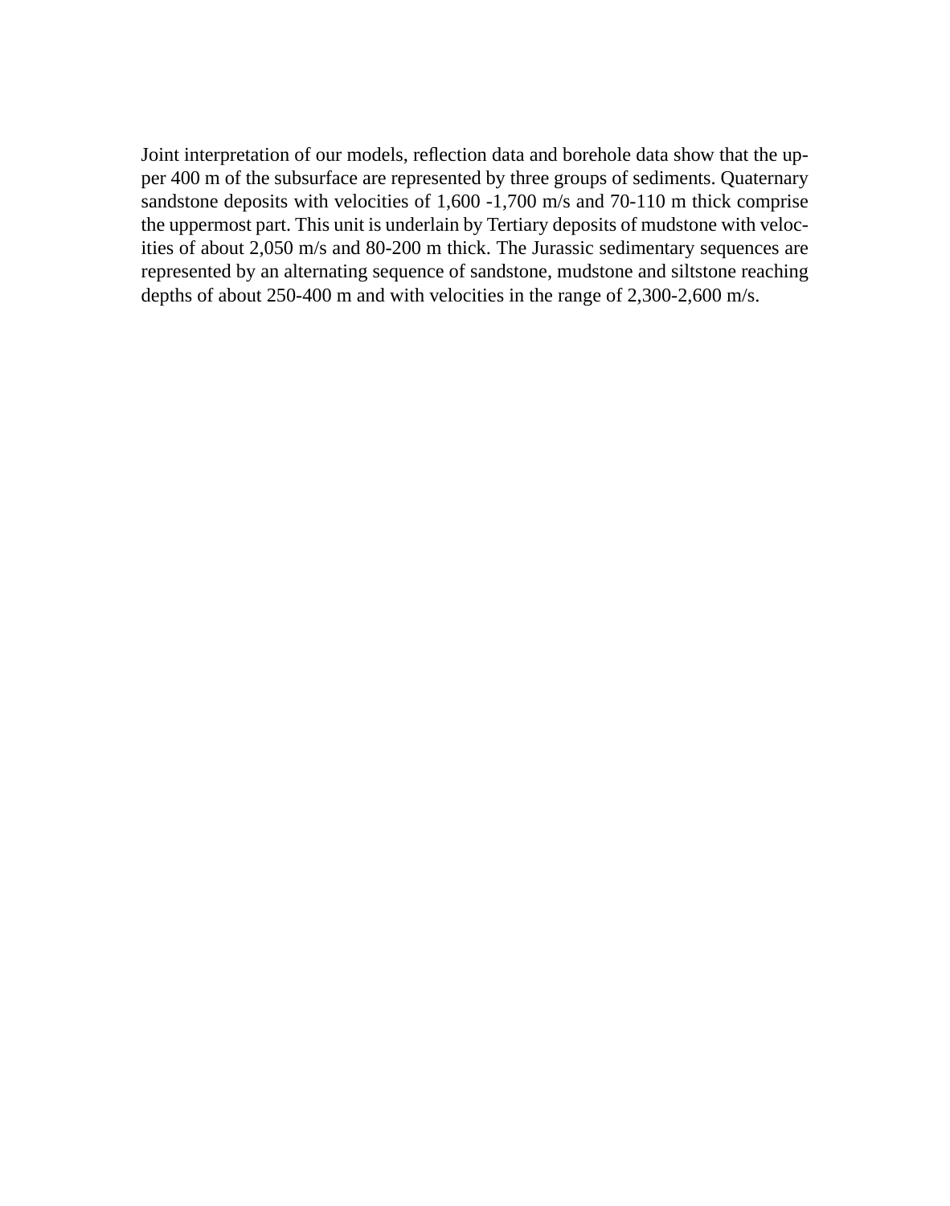Joint interpretation of our models, reflection data and borehole data show that the upper 400 m of the subsurface are represented by three groups of sediments. Quaternary sandstone deposits with velocities of 1,600 -1,700 m/s and 70-110 m thick comprise the uppermost part. This unit is underlain by Tertiary deposits of mudstone with velocities of about 2,050 m/s and 80-200 m thick. The Jurassic sedimentary sequences are represented by an alternating sequence of sandstone, mudstone and siltstone reaching depths of about 250-400 m and with velocities in the range of 2,300-2,600 m/s.